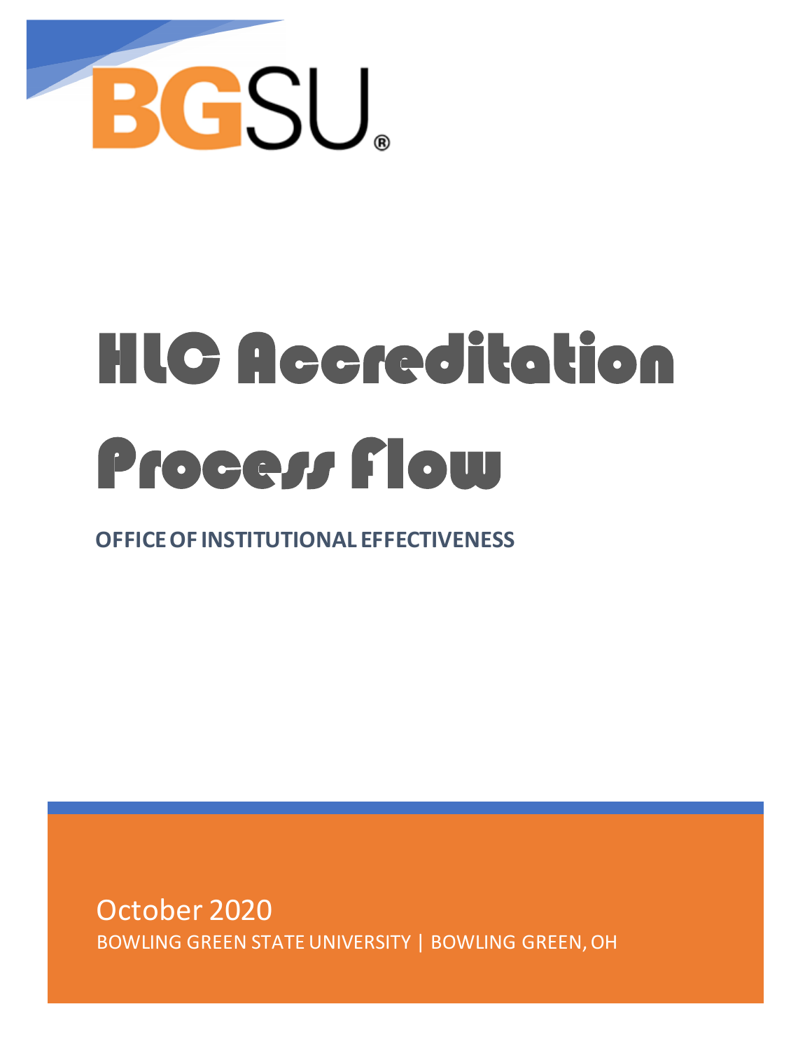BGSU®

# HLC Accreditation Process Flow

**OFFICE OF INSTITUTIONAL EFFECTIVENESS**

October 2020

BOWLING GREEN STATE UNIVERSITY | BOWLING GREEN, OH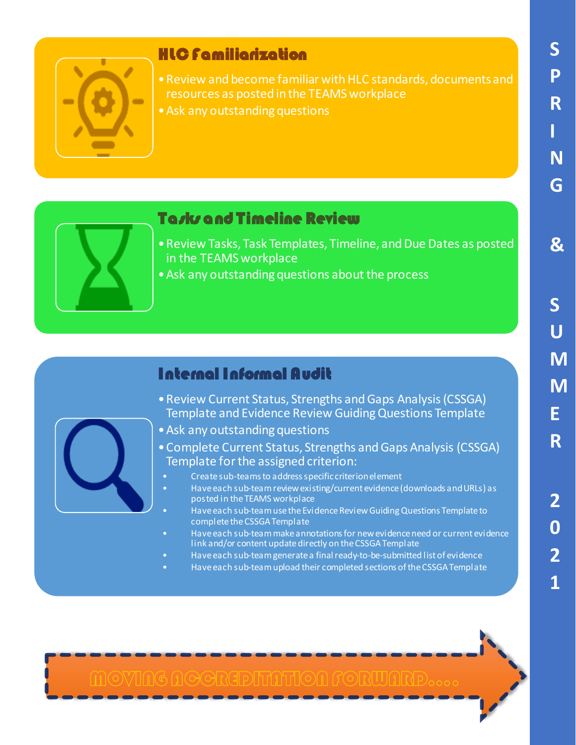## HLC Familiarization

- Review and become familiar with HLC standards, documents and resources as posted in the TEAMS workplace
- Ask any outstanding questions

## Tasks and Timeline Review

- Review Tasks, Task Templates, Timeline, and Due Dates as posted in the TEAMS workplace
- Ask any outstanding questions about the process

## Internal Informal Audit

- Review Current Status, Strengths and Gaps Analysis (CSSGA) Template and Evidence Review Guiding Questions Template
- Ask any outstanding questions
- Complete Current Status, Strengths and Gaps Analysis (CSSGA) Template for the assigned criterion:
  - Create sub-teams to address specific criterion element
  - Have each sub-team review existing/current evidence (downloads and URLs) as posted in the TEAMS workplace
  - Have each sub-team use the Evidence Review Guiding Questions Template to complete the CSSGA Template
  - Have each sub-team make annotations for new evidence need or current evidence link and/or content update directly on the CSSGA Template
  - Have each sub-team generate a final ready-to-be-submitted list of evidence
  - Have each sub-team upload their completed sections of the CSSGA Template

MOVING ACCREDITATION FORWARD....

SPRING & SUMMER 2021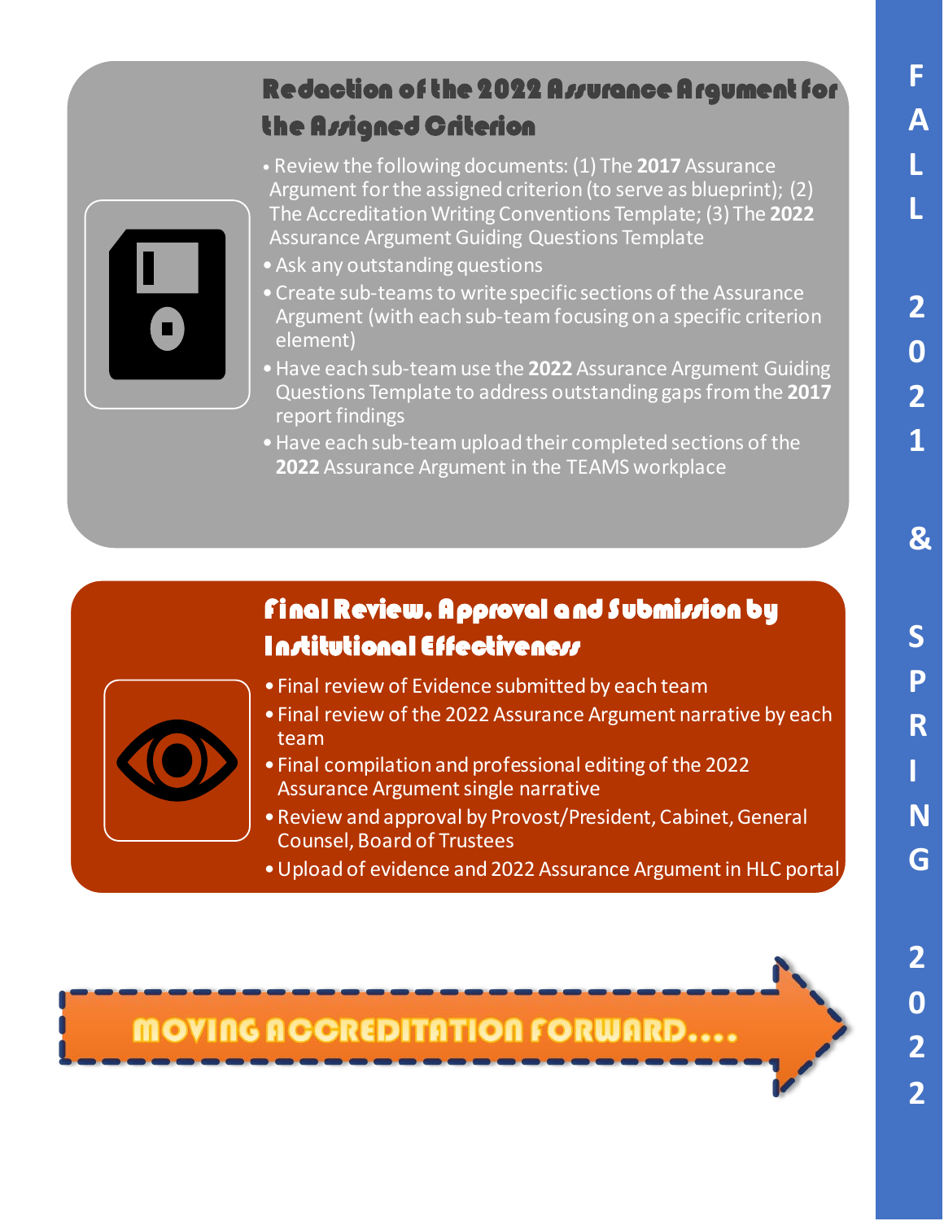## Redaction of the 2022 Assurance Argument for the Assigned Criterion

- Review the following documents: (1) The **2017** Assurance Argument for the assigned criterion (to serve as blueprint); (2) The Accreditation Writing Conventions Template; (3) The **2022** Assurance Argument Guiding Questions Template
- Ask any outstanding questions
- Create sub-teams to write specific sections of the Assurance Argument (with each sub-team focusing on a specific criterion element)
- Have each sub-team use the **2022** Assurance Argument Guiding Questions Template to address outstanding gaps from the **2017** report findings
- Have each sub-team upload their completed sections of the **2022** Assurance Argument in the TEAMS workplace

## Final Review, Approval and Submission by Institutional Effectiveness

- Final review of Evidence submitted by each team
- Final review of the 2022 Assurance Argument narrative by each team
- Final compilation and professional editing of the 2022 Assurance Argument single narrative
- Review and approval by Provost/President, Cabinet, General Counsel, Board of Trustees
- Upload of evidence and 2022 Assurance Argument in HLC portal

MOVING ACCREDITATION FORWARD....

FALL 2021 & SPRING 2022